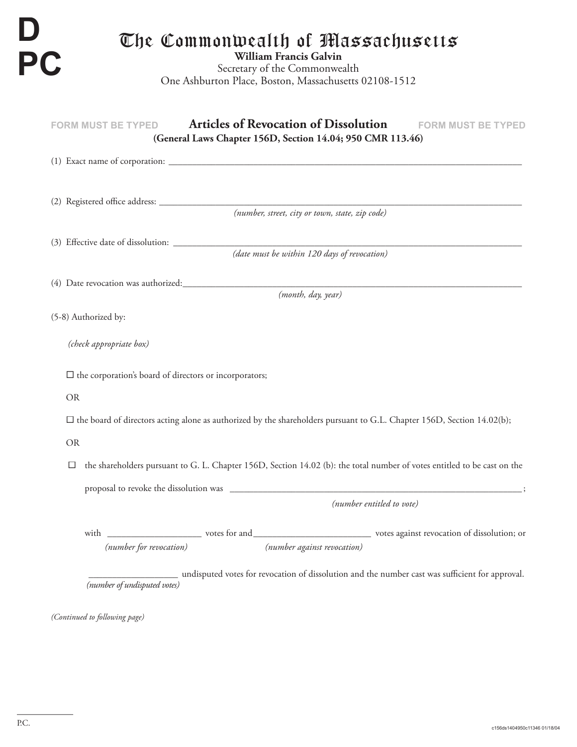D
PC

# The Commonwealth of Massachusetts

**William Francis Galvin**
Secretary of the Commonwealth
One Ashburton Place, Boston, Massachusetts 02108-1512

FORM MUST BE TYPED **Articles of Revocation of Dissolution** FORM MUST BE TYPED

**(General Laws Chapter 156D, Section 14.04; 950 CMR 113.46)**

(1) Exact name of corporation: ______________________________________________

(2) Registered office address: ______________________________________________
*(number, street, city or town, state, zip code)*

(3) Effective date of dissolution: ______________________________________________
*(date must be within 120 days of revocation)*

(4) Date revocation was authorized: ______________________________________________
*(month, day, year)*

(5-8) Authorized by:

*(check appropriate box)*

☐ the corporation's board of directors or incorporators;

OR

☐ the board of directors acting alone as authorized by the shareholders pursuant to G.L. Chapter 156D, Section 14.02(b);

OR

☐ the shareholders pursuant to G. L. Chapter 156D, Section 14.02 (b): the total number of votes entitled to be cast on the proposal to revoke the dissolution was ______________________________;
*(number entitled to vote)*

with ____________________ votes for and ____________________ votes against revocation of dissolution; or
*(number for revocation)* *(number against revocation)*

____________________ undisputed votes for revocation of dissolution and the number cast was sufficient for approval.
*(number of undisputed votes)*

*(Continued to following page)*

P.C.

c156ds1404950c11346 01/18/04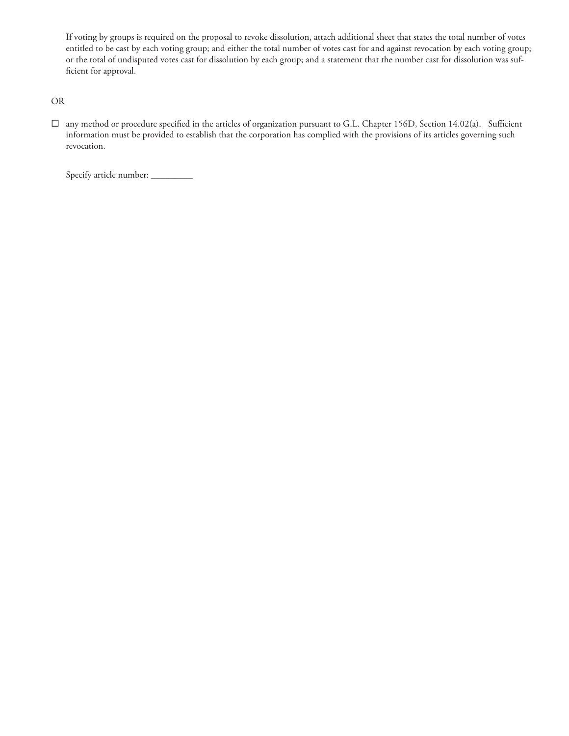If voting by groups is required on the proposal to revoke dissolution, attach additional sheet that states the total number of votes entitled to be cast by each voting group; and either the total number of votes cast for and against revocation by each voting group; or the total of undisputed votes cast for dissolution by each group; and a statement that the number cast for dissolution was sufficient for approval.

OR

☐ any method or procedure specified in the articles of organization pursuant to G.L. Chapter 156D, Section 14.02(a). Sufficient information must be provided to establish that the corporation has complied with the provisions of its articles governing such revocation.

Specify article number: _________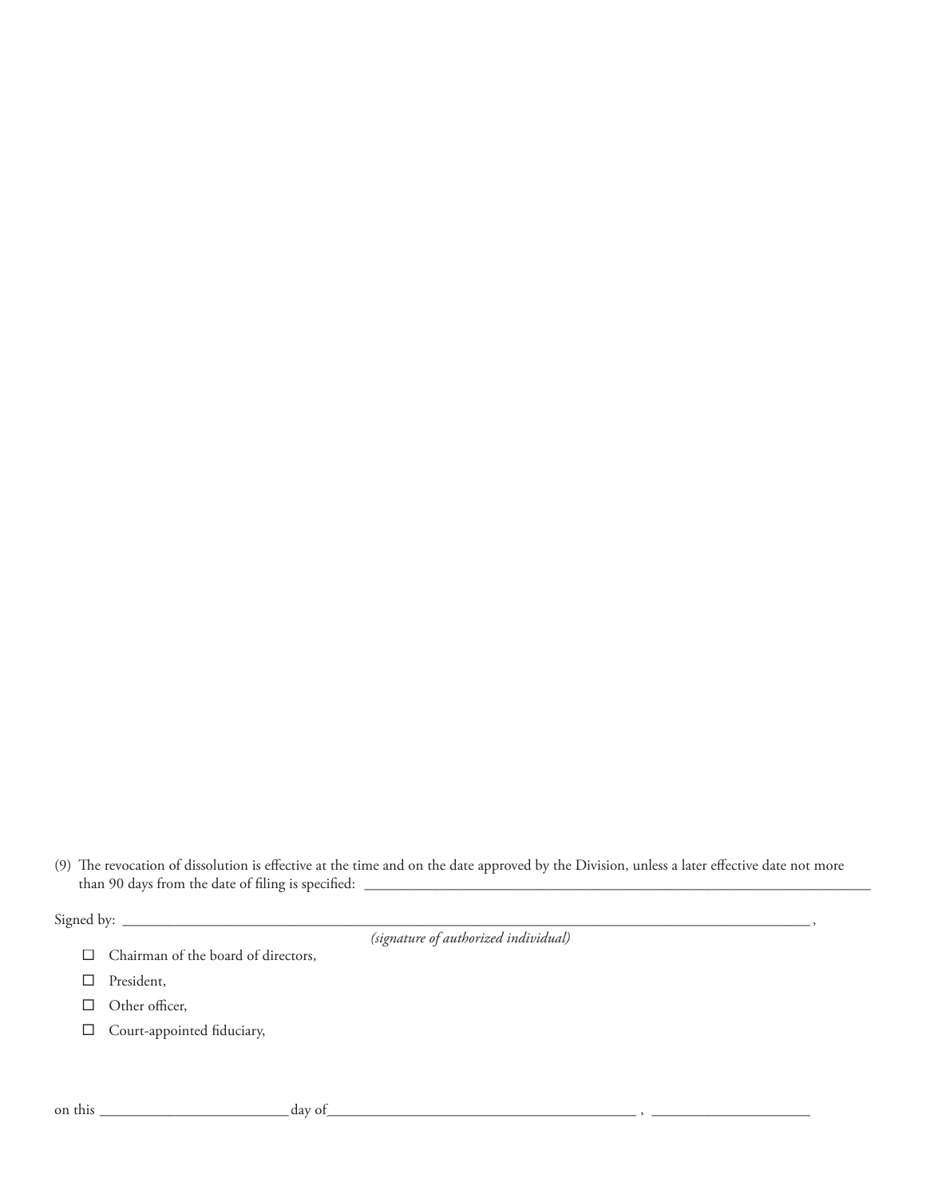(9) The revocation of dissolution is effective at the time and on the date approved by the Division, unless a later effective date not more than 90 days from the date of filing is specified: ______________________________________________________________________

Signed by: ______________________________________________________________________________________________,
*(signature of authorized individual)*

- ☐ Chairman of the board of directors,
- ☐ President,
- ☐ Other officer,
- ☐ Court-appointed fiduciary,

on this ________________________ day of________________________________________ , ____________________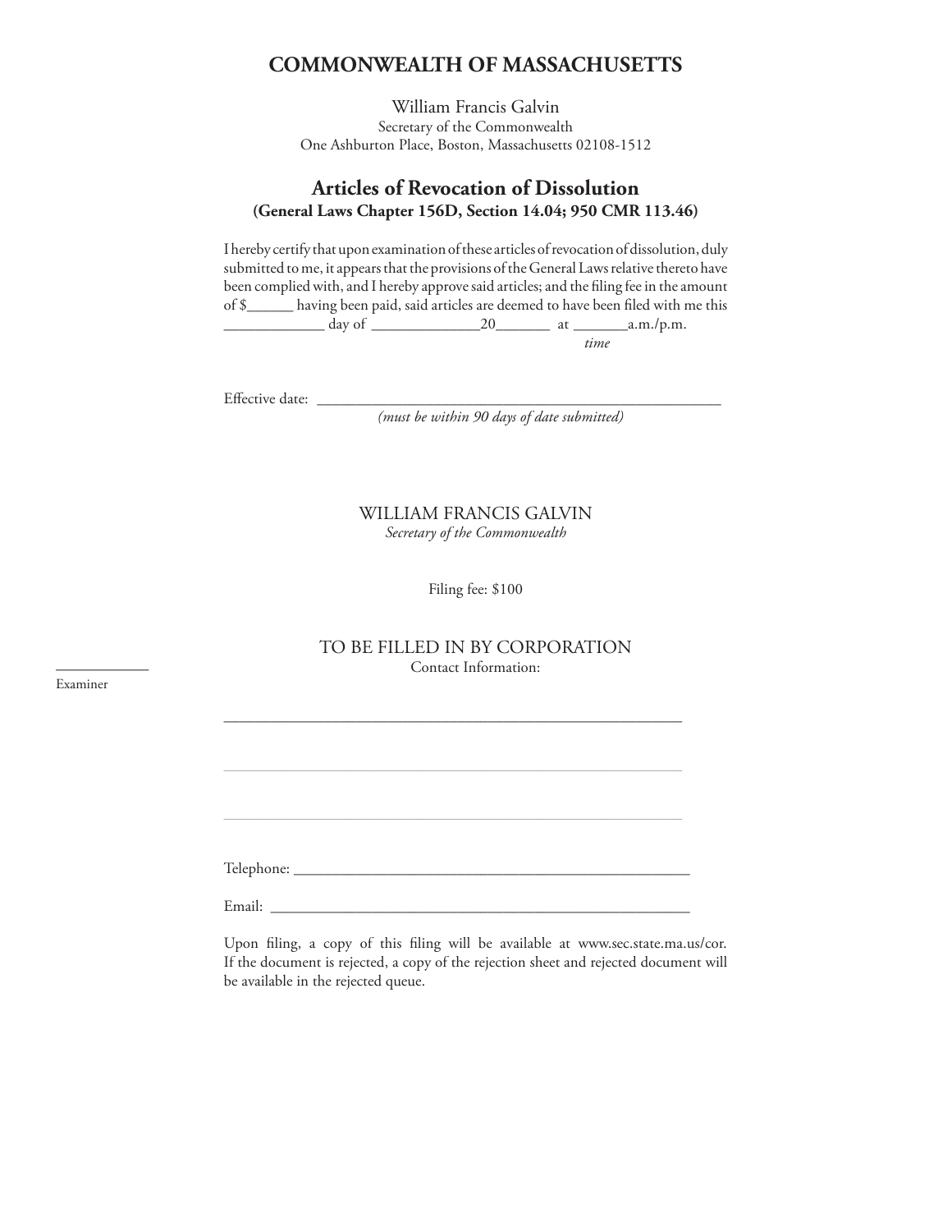# COMMONWEALTH OF MASSACHUSETTS

William Francis Galvin
Secretary of the Commonwealth
One Ashburton Place, Boston, Massachusetts 02108-1512

## Articles of Revocation of Dissolution
### (General Laws Chapter 156D, Section 14.04; 950 CMR 113.46)

I hereby certify that upon examination of these articles of revocation of dissolution, duly submitted to me, it appears that the provisions of the General Laws relative thereto have been complied with, and I hereby approve said articles; and the filing fee in the amount of $______ having been paid, said articles are deemed to have been filed with me this _____________ day of ______________20_______ at _______a.m./p.m.
*time*

Effective date: ____________________________________________________
*(must be within 90 days of date submitted)*

WILLIAM FRANCIS GALVIN
*Secretary of the Commonwealth*

Filing fee: $100

____________
Examiner

TO BE FILLED IN BY CORPORATION
Contact Information:

____________________________________________________________

____________________________________________________________

____________________________________________________________

Telephone: ____________________________________________________

Email: _______________________________________________________

Upon filing, a copy of this filing will be available at www.sec.state.ma.us/cor. If the document is rejected, a copy of the rejection sheet and rejected document will be available in the rejected queue.